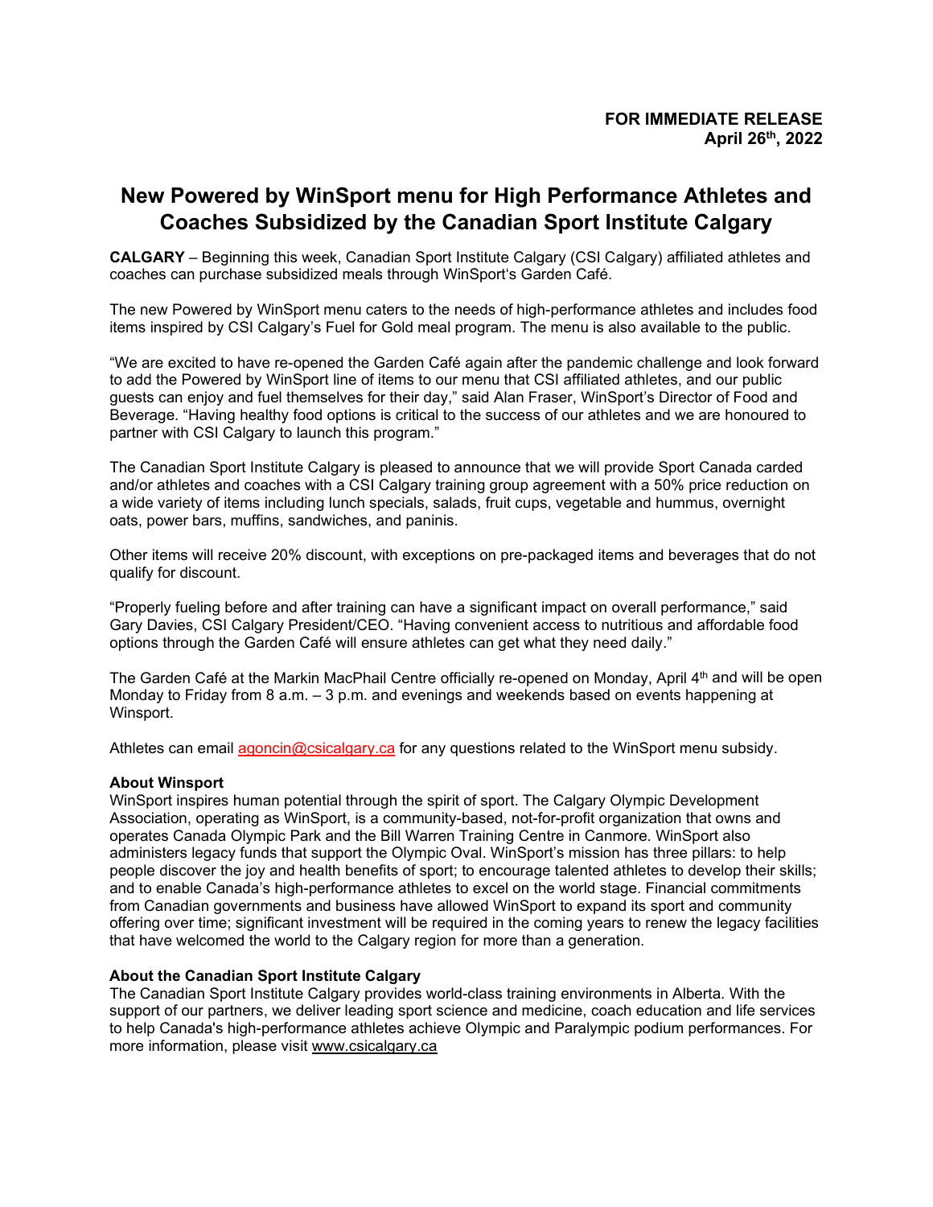**FOR IMMEDIATE RELEASE**
**April 26th, 2022**

# New Powered by WinSport menu for High Performance Athletes and Coaches Subsidized by the Canadian Sport Institute Calgary

**CALGARY** – Beginning this week, Canadian Sport Institute Calgary (CSI Calgary) affiliated athletes and coaches can purchase subsidized meals through WinSport's Garden Café.

The new Powered by WinSport menu caters to the needs of high-performance athletes and includes food items inspired by CSI Calgary's Fuel for Gold meal program. The menu is also available to the public.

"We are excited to have re-opened the Garden Café again after the pandemic challenge and look forward to add the Powered by WinSport line of items to our menu that CSI affiliated athletes, and our public guests can enjoy and fuel themselves for their day," said Alan Fraser, WinSport's Director of Food and Beverage. "Having healthy food options is critical to the success of our athletes and we are honoured to partner with CSI Calgary to launch this program."

The Canadian Sport Institute Calgary is pleased to announce that we will provide Sport Canada carded and/or athletes and coaches with a CSI Calgary training group agreement with a 50% price reduction on a wide variety of items including lunch specials, salads, fruit cups, vegetable and hummus, overnight oats, power bars, muffins, sandwiches, and paninis.

Other items will receive 20% discount, with exceptions on pre-packaged items and beverages that do not qualify for discount.

"Properly fueling before and after training can have a significant impact on overall performance," said Gary Davies, CSI Calgary President/CEO. "Having convenient access to nutritious and affordable food options through the Garden Café will ensure athletes can get what they need daily."

The Garden Café at the Markin MacPhail Centre officially re-opened on Monday, April 4th and will be open Monday to Friday from 8 a.m. – 3 p.m. and evenings and weekends based on events happening at Winsport.

Athletes can email agoncin@csicalgary.ca for any questions related to the WinSport menu subsidy.

**About Winsport**
WinSport inspires human potential through the spirit of sport. The Calgary Olympic Development Association, operating as WinSport, is a community-based, not-for-profit organization that owns and operates Canada Olympic Park and the Bill Warren Training Centre in Canmore. WinSport also administers legacy funds that support the Olympic Oval. WinSport's mission has three pillars: to help people discover the joy and health benefits of sport; to encourage talented athletes to develop their skills; and to enable Canada's high-performance athletes to excel on the world stage. Financial commitments from Canadian governments and business have allowed WinSport to expand its sport and community offering over time; significant investment will be required in the coming years to renew the legacy facilities that have welcomed the world to the Calgary region for more than a generation.

**About the Canadian Sport Institute Calgary**
The Canadian Sport Institute Calgary provides world-class training environments in Alberta. With the support of our partners, we deliver leading sport science and medicine, coach education and life services to help Canada's high-performance athletes achieve Olympic and Paralympic podium performances. For more information, please visit www.csicalgary.ca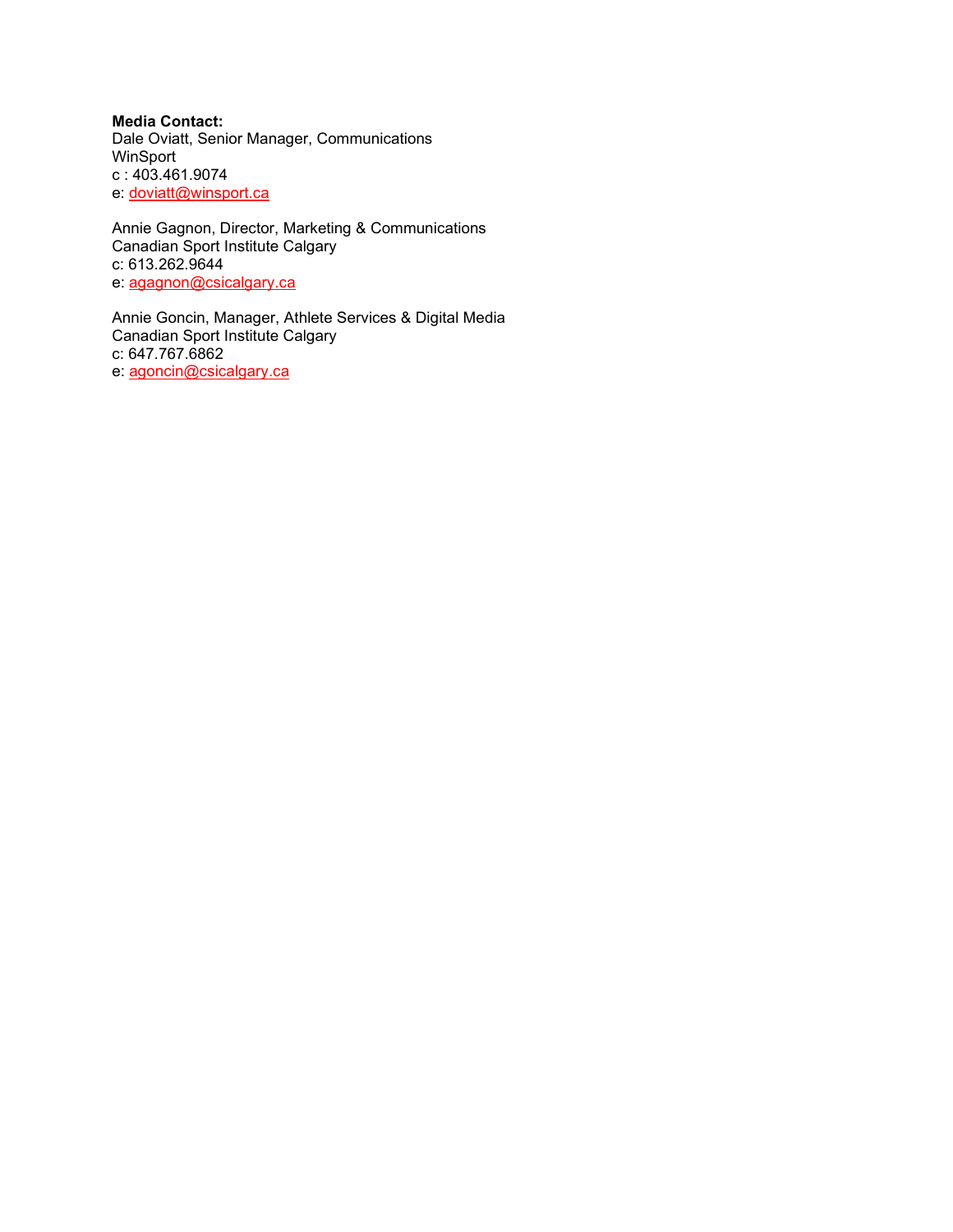**Media Contact:**
Dale Oviatt, Senior Manager, Communications
WinSport
c : 403.461.9074
e: doviatt@winsport.ca

Annie Gagnon, Director, Marketing & Communications
Canadian Sport Institute Calgary
c: 613.262.9644
e: agagnon@csicalgary.ca

Annie Goncin, Manager, Athlete Services & Digital Media
Canadian Sport Institute Calgary
c: 647.767.6862
e: agoncin@csicalgary.ca